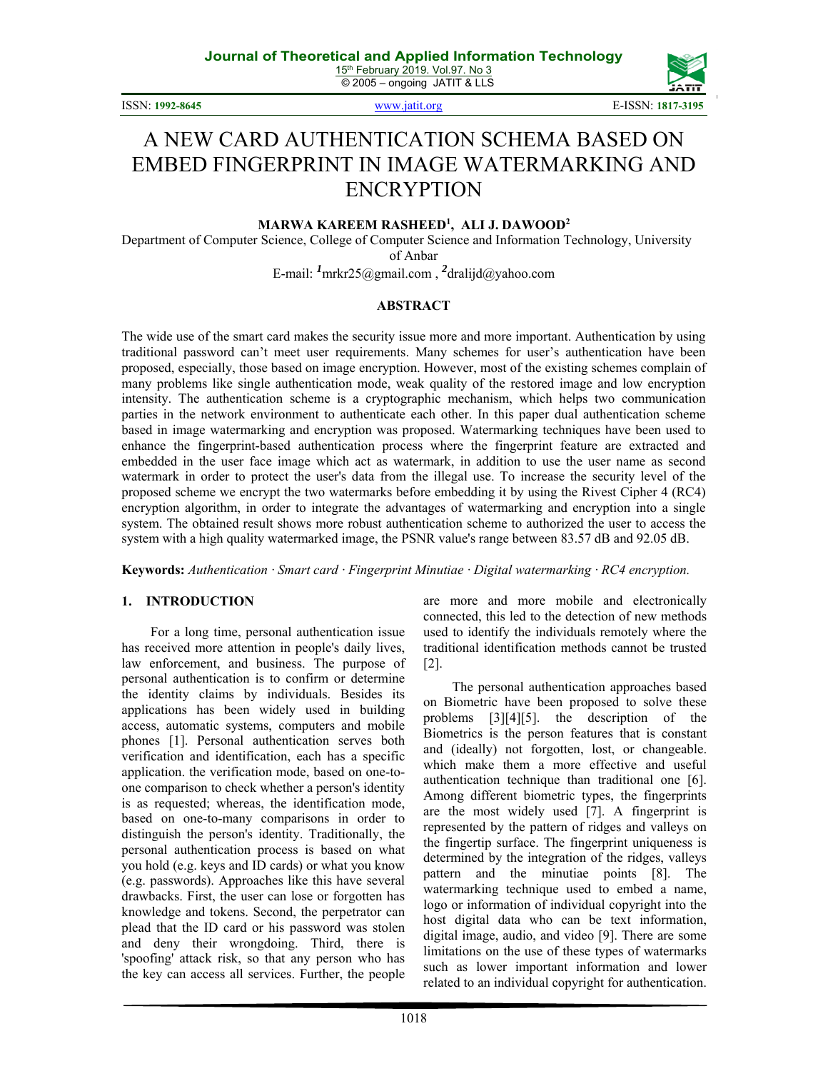# A NEW CARD AUTHENTICATION SCHEMA BASED ON EMBED FINGERPRINT IN IMAGE WATERMARKING AND ENCRYPTION

**MARWA KAREEM RASHEED[1], ALI J. DAWOOD[2]**

Department of Computer Science, College of Computer Science and Information Technology, University of Anbar

E-mail: [1]mrkr25@gmail.com , [2]dralijd@yahoo.com

## ABSTRACT

The wide use of the smart card makes the security issue more and more important. Authentication by using traditional password can't meet user requirements. Many schemes for user's authentication have been proposed, especially, those based on image encryption. However, most of the existing schemes complain of many problems like single authentication mode, weak quality of the restored image and low encryption intensity. The authentication scheme is a cryptographic mechanism, which helps two communication parties in the network environment to authenticate each other. In this paper dual authentication scheme based in image watermarking and encryption was proposed. Watermarking techniques have been used to enhance the fingerprint-based authentication process where the fingerprint feature are extracted and embedded in the user face image which act as watermark, in addition to use the user name as second watermark in order to protect the user's data from the illegal use. To increase the security level of the proposed scheme we encrypt the two watermarks before embedding it by using the Rivest Cipher 4 (RC4) encryption algorithm, in order to integrate the advantages of watermarking and encryption into a single system. The obtained result shows more robust authentication scheme to authorized the user to access the system with a high quality watermarked image, the PSNR value's range between 83.57 dB and 92.05 dB.

**Keywords:** *Authentication · Smart card · Fingerprint Minutiae · Digital watermarking · RC4 encryption.*

## 1. INTRODUCTION

For a long time, personal authentication issue has received more attention in people's daily lives, law enforcement, and business. The purpose of personal authentication is to confirm or determine the identity claims by individuals. Besides its applications has been widely used in building access, automatic systems, computers and mobile phones [1]. Personal authentication serves both verification and identification, each has a specific application. the verification mode, based on one-to-one comparison to check whether a person's identity is as requested; whereas, the identification mode, based on one-to-many comparisons in order to distinguish the person's identity. Traditionally, the personal authentication process is based on what you hold (e.g. keys and ID cards) or what you know (e.g. passwords). Approaches like this have several drawbacks. First, the user can lose or forgotten has knowledge and tokens. Second, the perpetrator can plead that the ID card or his password was stolen and deny their wrongdoing. Third, there is 'spoofing' attack risk, so that any person who has the key can access all services. Further, the people are more and more mobile and electronically connected, this led to the detection of new methods used to identify the individuals remotely where the traditional identification methods cannot be trusted [2].

The personal authentication approaches based on Biometric have been proposed to solve these problems [3][4][5]. the description of the Biometrics is the person features that is constant and (ideally) not forgotten, lost, or changeable. which make them a more effective and useful authentication technique than traditional one [6]. Among different biometric types, the fingerprints are the most widely used [7]. A fingerprint is represented by the pattern of ridges and valleys on the fingertip surface. The fingerprint uniqueness is determined by the integration of the ridges, valleys pattern and the minutiae points [8]. The watermarking technique used to embed a name, logo or information of individual copyright into the host digital data who can be text information, digital image, audio, and video [9]. There are some limitations on the use of these types of watermarks such as lower important information and lower related to an individual copyright for authentication.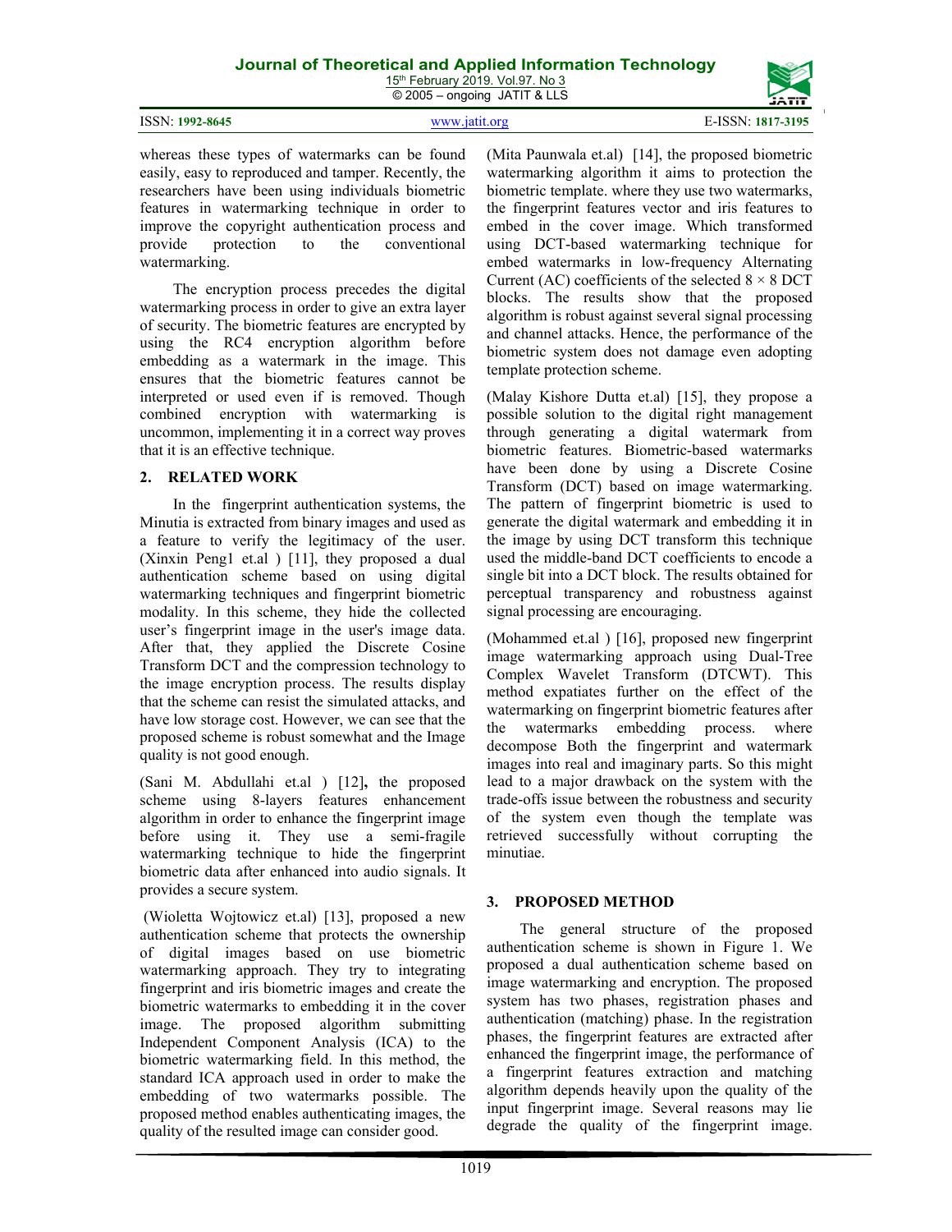whereas these types of watermarks can be found easily, easy to reproduced and tamper. Recently, the researchers have been using individuals biometric features in watermarking technique in order to improve the copyright authentication process and provide protection to the conventional watermarking.

The encryption process precedes the digital watermarking process in order to give an extra layer of security. The biometric features are encrypted by using the RC4 encryption algorithm before embedding as a watermark in the image. This ensures that the biometric features cannot be interpreted or used even if is removed. Though combined encryption with watermarking is uncommon, implementing it in a correct way proves that it is an effective technique.

## 2. RELATED WORK

In the fingerprint authentication systems, the Minutia is extracted from binary images and used as a feature to verify the legitimacy of the user. (Xinxin Peng1 et.al ) [11], they proposed a dual authentication scheme based on using digital watermarking techniques and fingerprint biometric modality. In this scheme, they hide the collected user's fingerprint image in the user's image data. After that, they applied the Discrete Cosine Transform DCT and the compression technology to the image encryption process. The results display that the scheme can resist the simulated attacks, and have low storage cost. However, we can see that the proposed scheme is robust somewhat and the Image quality is not good enough.

(Sani M. Abdullahi et.al ) [12]**,** the proposed scheme using 8-layers features enhancement algorithm in order to enhance the fingerprint image before using it. They use a semi-fragile watermarking technique to hide the fingerprint biometric data after enhanced into audio signals. It provides a secure system.

(Wioletta Wojtowicz et.al) [13], proposed a new authentication scheme that protects the ownership of digital images based on use biometric watermarking approach. They try to integrating fingerprint and iris biometric images and create the biometric watermarks to embedding it in the cover image. The proposed algorithm submitting Independent Component Analysis (ICA) to the biometric watermarking field. In this method, the standard ICA approach used in order to make the embedding of two watermarks possible. The proposed method enables authenticating images, the quality of the resulted image can consider good.

(Mita Paunwala et.al) [14], the proposed biometric watermarking algorithm it aims to protection the biometric template. where they use two watermarks, the fingerprint features vector and iris features to embed in the cover image. Which transformed using DCT-based watermarking technique for embed watermarks in low-frequency Alternating Current (AC) coefficients of the selected $8 \times 8$ DCT blocks. The results show that the proposed algorithm is robust against several signal processing and channel attacks. Hence, the performance of the biometric system does not damage even adopting template protection scheme.

(Malay Kishore Dutta et.al) [15], they propose a possible solution to the digital right management through generating a digital watermark from biometric features. Biometric-based watermarks have been done by using a Discrete Cosine Transform (DCT) based on image watermarking. The pattern of fingerprint biometric is used to generate the digital watermark and embedding it in the image by using DCT transform this technique used the middle-band DCT coefficients to encode a single bit into a DCT block. The results obtained for perceptual transparency and robustness against signal processing are encouraging.

(Mohammed et.al ) [16], proposed new fingerprint image watermarking approach using Dual-Tree Complex Wavelet Transform (DTCWT). This method expatiates further on the effect of the watermarking on fingerprint biometric features after the watermarks embedding process. where decompose Both the fingerprint and watermark images into real and imaginary parts. So this might lead to a major drawback on the system with the trade-offs issue between the robustness and security of the system even though the template was retrieved successfully without corrupting the minutiae.

## 3. PROPOSED METHOD

The general structure of the proposed authentication scheme is shown in Figure 1. We proposed a dual authentication scheme based on image watermarking and encryption. The proposed system has two phases, registration phases and authentication (matching) phase. In the registration phases, the fingerprint features are extracted after enhanced the fingerprint image, the performance of a fingerprint features extraction and matching algorithm depends heavily upon the quality of the input fingerprint image. Several reasons may lie degrade the quality of the fingerprint image.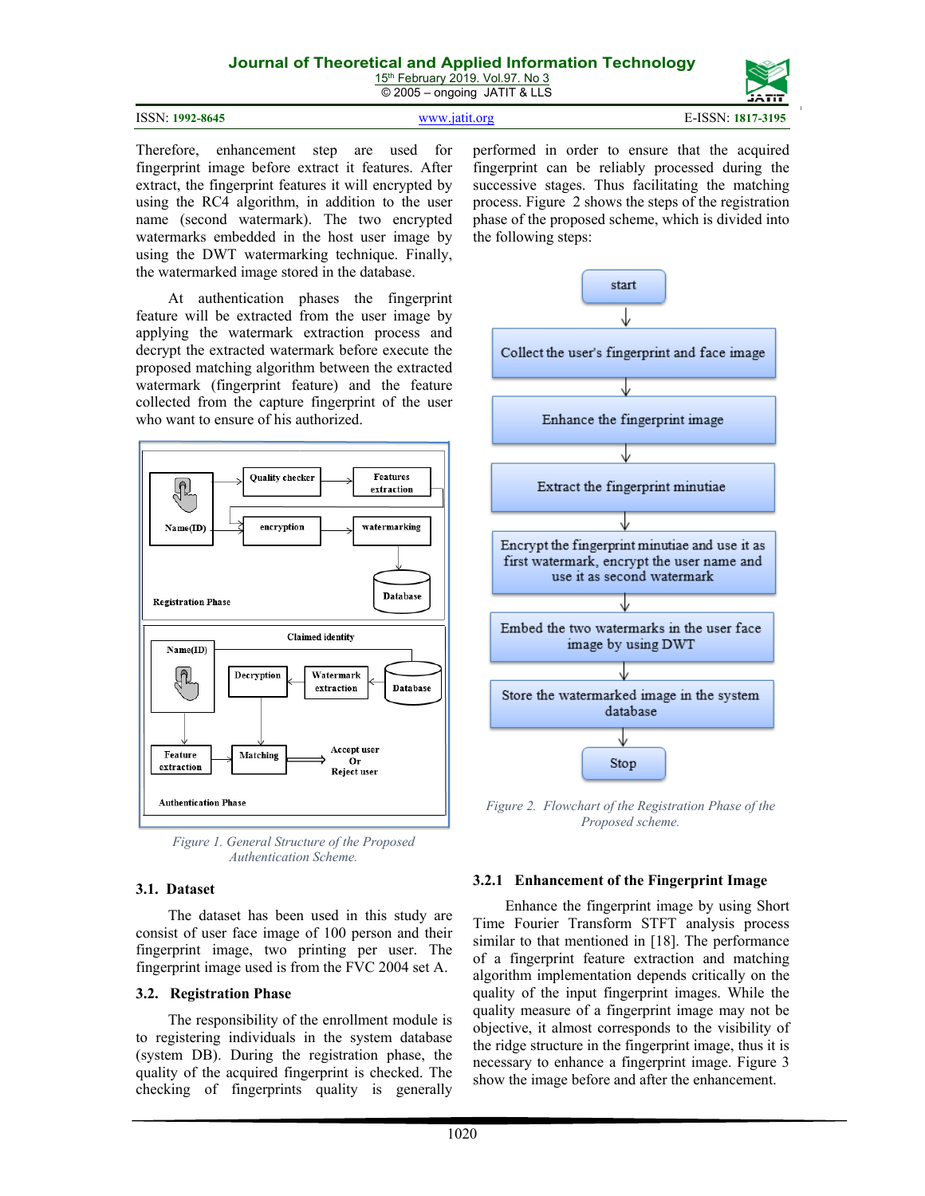Therefore, enhancement step are used for fingerprint image before extract it features. After extract, the fingerprint features it will encrypted by using the RC4 algorithm, in addition to the user name (second watermark). The two encrypted watermarks embedded in the host user image by using the DWT watermarking technique. Finally, the watermarked image stored in the database.

At authentication phases the fingerprint feature will be extracted from the user image by applying the watermark extraction process and decrypt the extracted watermark before execute the proposed matching algorithm between the extracted watermark (fingerprint feature) and the feature collected from the capture fingerprint of the user who want to ensure of his authorized.

*Figure 1. General Structure of the Proposed Authentication Scheme.*

### 3.1. Dataset

The dataset has been used in this study are consist of user face image of 100 person and their fingerprint image, two printing per user. The fingerprint image used is from the FVC 2004 set A.

### 3.2. Registration Phase

The responsibility of the enrollment module is to registering individuals in the system database (system DB). During the registration phase, the quality of the acquired fingerprint is checked. The checking of fingerprints quality is generally performed in order to ensure that the acquired fingerprint can be reliably processed during the successive stages. Thus facilitating the matching process. Figure 2 shows the steps of the registration phase of the proposed scheme, which is divided into the following steps:

*Figure 2. Flowchart of the Registration Phase of the Proposed scheme.*

#### 3.2.1 Enhancement of the Fingerprint Image

Enhance the fingerprint image by using Short Time Fourier Transform STFT analysis process similar to that mentioned in [18]. The performance of a fingerprint feature extraction and matching algorithm implementation depends critically on the quality of the input fingerprint images. While the quality measure of a fingerprint image may not be objective, it almost corresponds to the visibility of the ridge structure in the fingerprint image, thus it is necessary to enhance a fingerprint image. Figure 3 show the image before and after the enhancement.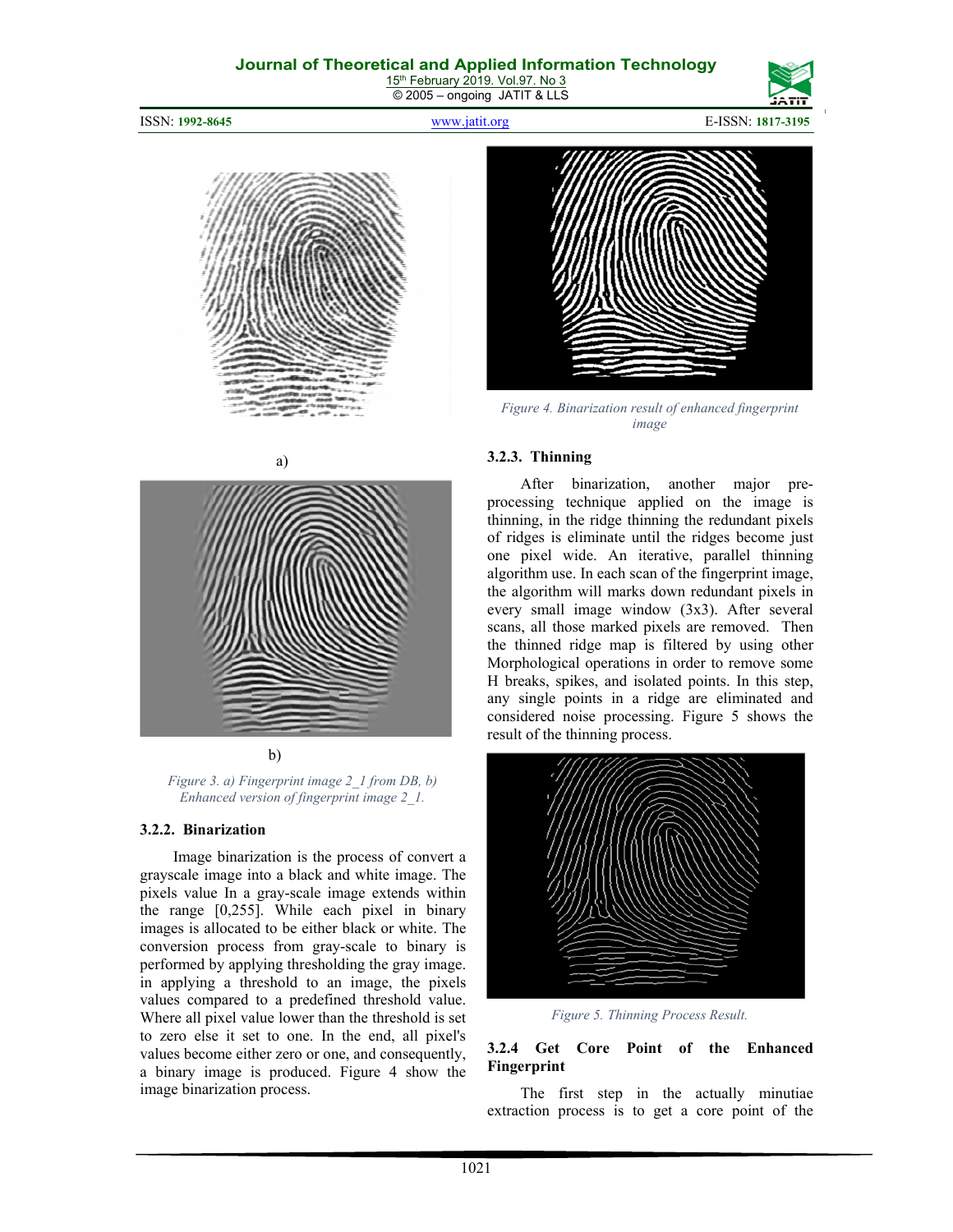a)

b)

*Figure 3. a) Fingerprint image 2_1 from DB, b) Enhanced version of fingerprint image 2_1.*

### 3.2.2. Binarization

Image binarization is the process of convert a grayscale image into a black and white image. The pixels value In a gray-scale image extends within the range [0,255]. While each pixel in binary images is allocated to be either black or white. The conversion process from gray-scale to binary is performed by applying thresholding the gray image. in applying a threshold to an image, the pixels values compared to a predefined threshold value. Where all pixel value lower than the threshold is set to zero else it set to one. In the end, all pixel's values become either zero or one, and consequently, a binary image is produced. Figure 4 show the image binarization process.

*Figure 4. Binarization result of enhanced fingerprint image*

### 3.2.3. Thinning

After binarization, another major pre-processing technique applied on the image is thinning, in the ridge thinning the redundant pixels of ridges is eliminate until the ridges become just one pixel wide. An iterative, parallel thinning algorithm use. In each scan of the fingerprint image, the algorithm will marks down redundant pixels in every small image window (3x3). After several scans, all those marked pixels are removed. Then the thinned ridge map is filtered by using other Morphological operations in order to remove some H breaks, spikes, and isolated points. In this step, any single points in a ridge are eliminated and considered noise processing. Figure 5 shows the result of the thinning process.

*Figure 5. Thinning Process Result.*

### 3.2.4 Get Core Point of the Enhanced Fingerprint

The first step in the actually minutiae extraction process is to get a core point of the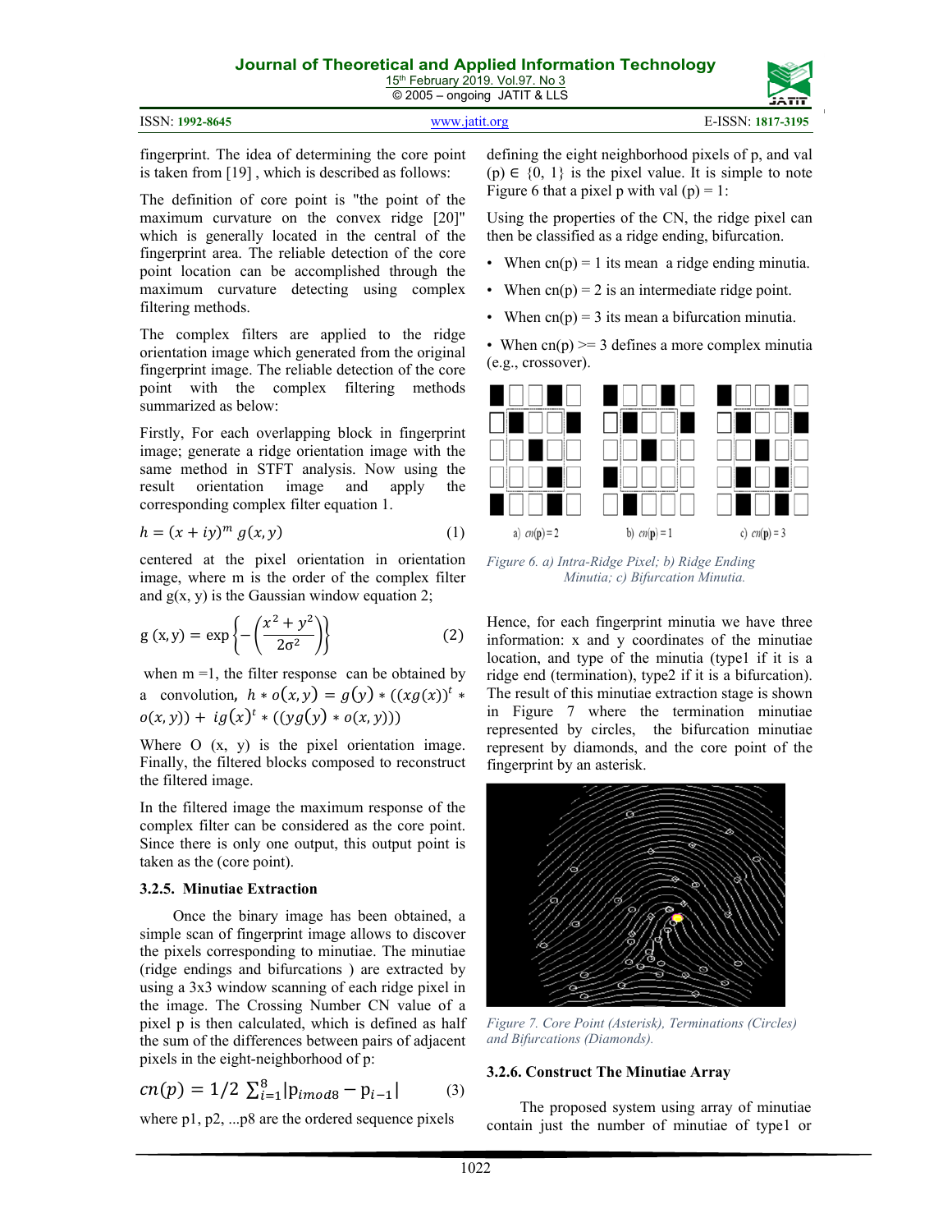fingerprint. The idea of determining the core point is taken from [19] , which is described as follows:

The definition of core point is "the point of the maximum curvature on the convex ridge [20]" which is generally located in the central of the fingerprint area. The reliable detection of the core point location can be accomplished through the maximum curvature detecting using complex filtering methods.

The complex filters are applied to the ridge orientation image which generated from the original fingerprint image. The reliable detection of the core point with the complex filtering methods summarized as below:

Firstly, For each overlapping block in fingerprint image; generate a ridge orientation image with the same method in STFT analysis. Now using the result orientation image and apply the corresponding complex filter equation 1.

$$h = (x + iy)^m \; g(x, y) \tag{1}$$

centered at the pixel orientation in orientation image, where m is the order of the complex filter and g(x, y) is the Gaussian window equation 2;

$$g\,(x, y) = \exp\left\{-\left(\frac{x^2 + y^2}{2\sigma^2}\right)\right\} \tag{2}$$

when m =1, the filter response can be obtained by a convolution, $h * o(x,y) = g(y) * ((xg(x))^t * o(x,y)) + ig(x)^t * ((yg(y) * o(x,y)))$

Where O (x, y) is the pixel orientation image. Finally, the filtered blocks composed to reconstruct the filtered image.

In the filtered image the maximum response of the complex filter can be considered as the core point. Since there is only one output, this output point is taken as the (core point).

### 3.2.5. Minutiae Extraction

Once the binary image has been obtained, a simple scan of fingerprint image allows to discover the pixels corresponding to minutiae. The minutiae (ridge endings and bifurcations ) are extracted by using a 3x3 window scanning of each ridge pixel in the image. The Crossing Number CN value of a pixel p is then calculated, which is defined as half the sum of the differences between pairs of adjacent pixels in the eight-neighborhood of p:

$$cn(p) = 1/2 \sum_{i=1}^{8} |\mathrm{p}_{i mod 8} - \mathrm{p}_{i-1}| \tag{3}$$

where p1, p2, ...p8 are the ordered sequence pixels defining the eight neighborhood pixels of p, and val (p) ∈ {0, 1} is the pixel value. It is simple to note Figure 6 that a pixel p with val (p) = 1:

Using the properties of the CN, the ridge pixel can then be classified as a ridge ending, bifurcation.

- When cn(p) = 1 its mean a ridge ending minutia.
- When cn(p) = 2 is an intermediate ridge point.
- When cn(p) = 3 its mean a bifurcation minutia.
- When cn(p) >= 3 defines a more complex minutia (e.g., crossover).

a) cn(p) = 2 b) cn(p) = 1 c) cn(p) = 3

*Figure 6. a) Intra-Ridge Pixel; b) Ridge Ending Minutia; c) Bifurcation Minutia.*

Hence, for each fingerprint minutia we have three information: x and y coordinates of the minutiae location, and type of the minutia (type1 if it is a ridge end (termination), type2 if it is a bifurcation). The result of this minutiae extraction stage is shown in Figure 7 where the termination minutiae represented by circles, the bifurcation minutiae represent by diamonds, and the core point of the fingerprint by an asterisk.

*Figure 7. Core Point (Asterisk), Terminations (Circles) and Bifurcations (Diamonds).*

### 3.2.6. Construct The Minutiae Array

The proposed system using array of minutiae contain just the number of minutiae of type1 or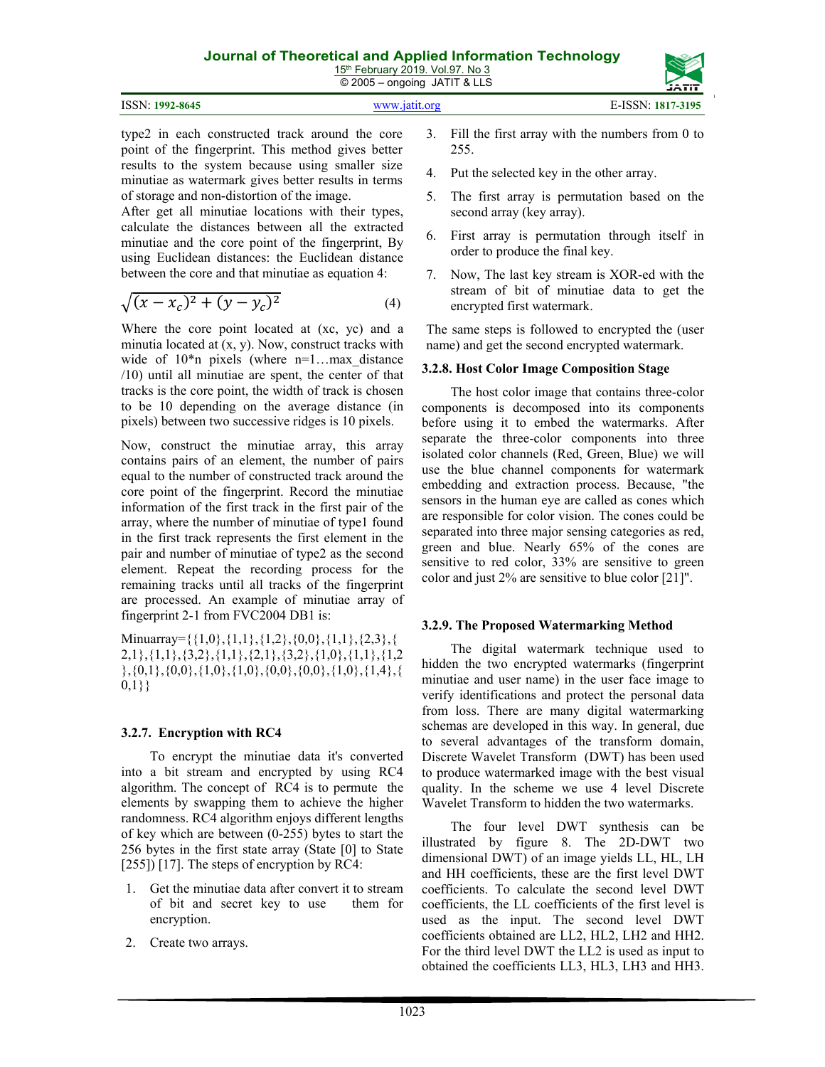type2 in each constructed track around the core point of the fingerprint. This method gives better results to the system because using smaller size minutiae as watermark gives better results in terms of storage and non-distortion of the image.

After get all minutiae locations with their types, calculate the distances between all the extracted minutiae and the core point of the fingerprint, By using Euclidean distances: the Euclidean distance between the core and that minutiae as equation 4:

$$\sqrt{(x - x_c)^2 + (y - y_c)^2} \quad (4)$$

Where the core point located at (xc, yc) and a minutia located at (x, y). Now, construct tracks with wide of 10*n pixels (where n=1…max_distance /10) until all minutiae are spent, the center of that tracks is the core point, the width of track is chosen to be 10 depending on the average distance (in pixels) between two successive ridges is 10 pixels.

Now, construct the minutiae array, this array contains pairs of an element, the number of pairs equal to the number of constructed track around the core point of the fingerprint. Record the minutiae information of the first track in the first pair of the array, where the number of minutiae of type1 found in the first track represents the first element in the pair and number of minutiae of type2 as the second element. Repeat the recording process for the remaining tracks until all tracks of the fingerprint are processed. An example of minutiae array of fingerprint 2-1 from FVC2004 DB1 is:

Minuarray={{1,0},{1,1},{1,2},{0,0},{1,1},{2,3},{2,1},{1,1},{3,2},{1,1},{2,1},{3,2},{1,0},{1,1},{1,2},{0,1},{0,0},{1,0},{1,0},{0,0},{0,0},{1,0},{1,4},{0,1}}

### 3.2.7. Encryption with RC4

To encrypt the minutiae data it's converted into a bit stream and encrypted by using RC4 algorithm. The concept of RC4 is to permute the elements by swapping them to achieve the higher randomness. RC4 algorithm enjoys different lengths of key which are between (0-255) bytes to start the 256 bytes in the first state array (State [0] to State [255]) [17]. The steps of encryption by RC4:

1. Get the minutiae data after convert it to stream of bit and secret key to use them for encryption.
2. Create two arrays.
3. Fill the first array with the numbers from 0 to 255.
4. Put the selected key in the other array.
5. The first array is permutation based on the second array (key array).
6. First array is permutation through itself in order to produce the final key.
7. Now, The last key stream is XOR-ed with the stream of bit of minutiae data to get the encrypted first watermark.

The same steps is followed to encrypted the (user name) and get the second encrypted watermark.

### 3.2.8. Host Color Image Composition Stage

The host color image that contains three-color components is decomposed into its components before using it to embed the watermarks. After separate the three-color components into three isolated color channels (Red, Green, Blue) we will use the blue channel components for watermark embedding and extraction process. Because, "the sensors in the human eye are called as cones which are responsible for color vision. The cones could be separated into three major sensing categories as red, green and blue. Nearly 65% of the cones are sensitive to red color, 33% are sensitive to green color and just 2% are sensitive to blue color [21]".

### 3.2.9. The Proposed Watermarking Method

The digital watermark technique used to hidden the two encrypted watermarks (fingerprint minutiae and user name) in the user face image to verify identifications and protect the personal data from loss. There are many digital watermarking schemas are developed in this way. In general, due to several advantages of the transform domain, Discrete Wavelet Transform (DWT) has been used to produce watermarked image with the best visual quality. In the scheme we use 4 level Discrete Wavelet Transform to hidden the two watermarks.

The four level DWT synthesis can be illustrated by figure 8. The 2D-DWT two dimensional DWT) of an image yields LL, HL, LH and HH coefficients, these are the first level DWT coefficients. To calculate the second level DWT coefficients, the LL coefficients of the first level is used as the input. The second level DWT coefficients obtained are LL2, HL2, LH2 and HH2. For the third level DWT the LL2 is used as input to obtained the coefficients LL3, HL3, LH3 and HH3.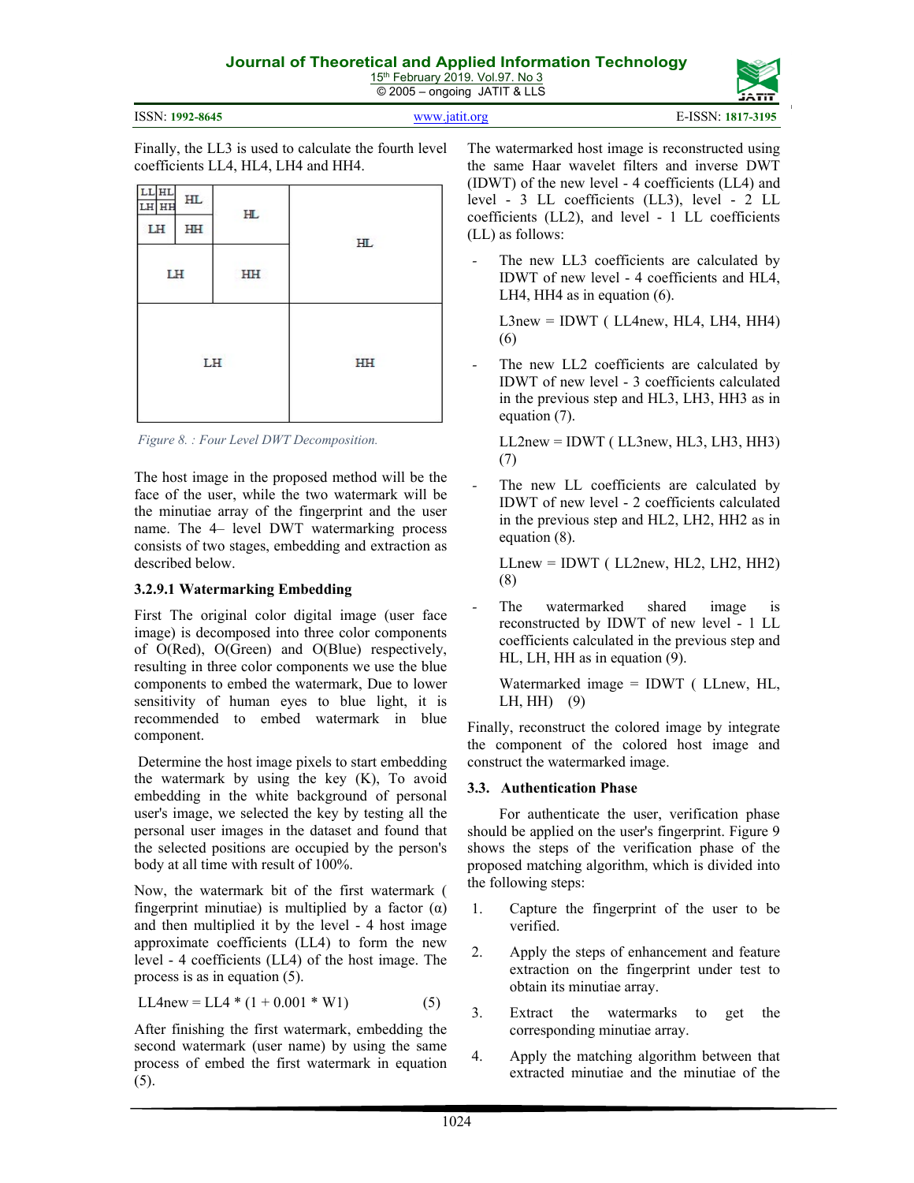Finally, the LL3 is used to calculate the fourth level coefficients LL4, HL4, LH4 and HH4.

Figure 8. : Four Level DWT Decomposition.

The host image in the proposed method will be the face of the user, while the two watermark will be the minutiae array of the fingerprint and the user name. The 4– level DWT watermarking process consists of two stages, embedding and extraction as described below.

### 3.2.9.1 Watermarking Embedding

First The original color digital image (user face image) is decomposed into three color components of O(Red), O(Green) and O(Blue) respectively, resulting in three color components we use the blue components to embed the watermark, Due to lower sensitivity of human eyes to blue light, it is recommended to embed watermark in blue component.

Determine the host image pixels to start embedding the watermark by using the key (K), To avoid embedding in the white background of personal user's image, we selected the key by testing all the personal user images in the dataset and found that the selected positions are occupied by the person's body at all time with result of 100%.

Now, the watermark bit of the first watermark ( fingerprint minutiae) is multiplied by a factor (α) and then multiplied it by the level - 4 host image approximate coefficients (LL4) to form the new level - 4 coefficients (LL4) of the host image. The process is as in equation (5).

$$LL4new = LL4 * (1 + 0.001 * W1) \qquad (5)$$

After finishing the first watermark, embedding the second watermark (user name) by using the same process of embed the first watermark in equation (5).

The watermarked host image is reconstructed using the same Haar wavelet filters and inverse DWT (IDWT) of the new level - 4 coefficients (LL4) and level - 3 LL coefficients (LL3), level - 2 LL coefficients (LL2), and level - 1 LL coefficients (LL) as follows:

- The new LL3 coefficients are calculated by IDWT of new level - 4 coefficients and HL4, LH4, HH4 as in equation (6).

  $$L3new = IDWT ( LL4new, HL4, LH4, HH4) \qquad (6)$$

- The new LL2 coefficients are calculated by IDWT of new level - 3 coefficients calculated in the previous step and HL3, LH3, HH3 as in equation (7).

  $$LL2new = IDWT ( LL3new, HL3, LH3, HH3) \qquad (7)$$

- The new LL coefficients are calculated by IDWT of new level - 2 coefficients calculated in the previous step and HL2, LH2, HH2 as in equation (8).

  $$LLnew = IDWT ( LL2new, HL2, LH2, HH2) \qquad (8)$$

- The watermarked shared image is reconstructed by IDWT of new level - 1 LL coefficients calculated in the previous step and HL, LH, HH as in equation (9).

  $$Watermarked\ image = IDWT ( LLnew, HL, LH, HH) \qquad (9)$$

Finally, reconstruct the colored image by integrate the component of the colored host image and construct the watermarked image.

## 3.3. Authentication Phase

For authenticate the user, verification phase should be applied on the user's fingerprint. Figure 9 shows the steps of the verification phase of the proposed matching algorithm, which is divided into the following steps:

1. Capture the fingerprint of the user to be verified.
2. Apply the steps of enhancement and feature extraction on the fingerprint under test to obtain its minutiae array.
3. Extract the watermarks to get the corresponding minutiae array.
4. Apply the matching algorithm between that extracted minutiae and the minutiae of the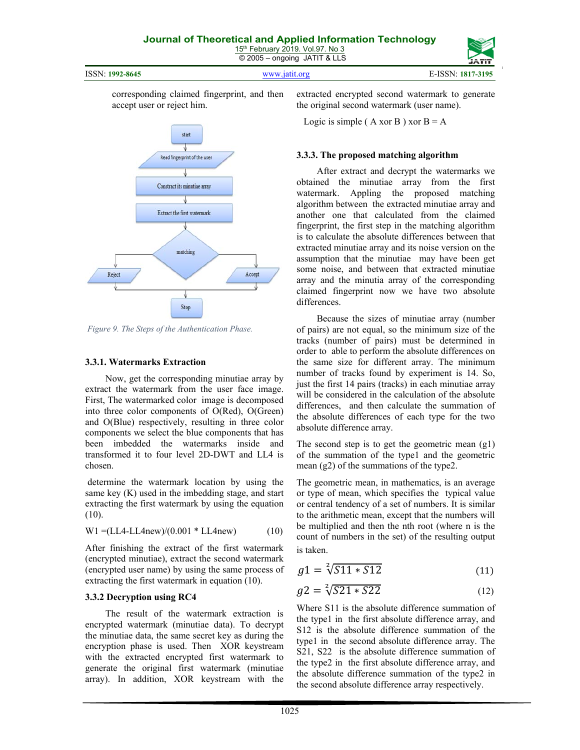corresponding claimed fingerprint, and then accept user or reject him.

Figure 9. The Steps of the Authentication Phase.

### 3.3.1. Watermarks Extraction

Now, get the corresponding minutiae array by extract the watermark from the user face image. First, The watermarked color image is decomposed into three color components of O(Red), O(Green) and O(Blue) respectively, resulting in three color components we select the blue components that has been imbedded the watermarks inside and transformed it to four level 2D-DWT and LL4 is chosen.

determine the watermark location by using the same key (K) used in the imbedding stage, and start extracting the first watermark by using the equation (10).

$$W1 = (LL4 - LL4new)/(0.001 * LL4new) \quad (10)$$

After finishing the extract of the first watermark (encrypted minutiae), extract the second watermark (encrypted user name) by using the same process of extracting the first watermark in equation (10).

### 3.3.2 Decryption using RC4

The result of the watermark extraction is encrypted watermark (minutiae data). To decrypt the minutiae data, the same secret key as during the encryption phase is used. Then XOR keystream with the extracted encrypted first watermark to generate the original first watermark (minutiae array). In addition, XOR keystream with the extracted encrypted second watermark to generate the original second watermark (user name).

Logic is simple ( A xor B ) xor B = A

### 3.3.3. The proposed matching algorithm

After extract and decrypt the watermarks we obtained the minutiae array from the first watermark. Appling the proposed matching algorithm between the extracted minutiae array and another one that calculated from the claimed fingerprint, the first step in the matching algorithm is to calculate the absolute differences between that extracted minutiae array and its noise version on the assumption that the minutiae may have been get some noise, and between that extracted minutiae array and the minutia array of the corresponding claimed fingerprint now we have two absolute differences.

Because the sizes of minutiae array (number of pairs) are not equal, so the minimum size of the tracks (number of pairs) must be determined in order to able to perform the absolute differences on the same size for different array. The minimum number of tracks found by experiment is 14. So, just the first 14 pairs (tracks) in each minutiae array will be considered in the calculation of the absolute differences, and then calculate the summation of the absolute differences of each type for the two absolute difference array.

The second step is to get the geometric mean (g1) of the summation of the type1 and the geometric mean (g2) of the summations of the type2.

The geometric mean, in mathematics, is an average or type of mean, which specifies the typical value or central tendency of a set of numbers. It is similar to the arithmetic mean, except that the numbers will be multiplied and then the nth root (where n is the count of numbers in the set) of the resulting output is taken.

$$g1 = \sqrt[2]{S11 * S12} \quad (11)$$

$$g2 = \sqrt[2]{S21 * S22} \quad (12)$$

Where S11 is the absolute difference summation of the type1 in the first absolute difference array, and S12 is the absolute difference summation of the type1 in the second absolute difference array. The S21, S22 is the absolute difference summation of the type2 in the first absolute difference array, and the absolute difference summation of the type2 in the second absolute difference array respectively.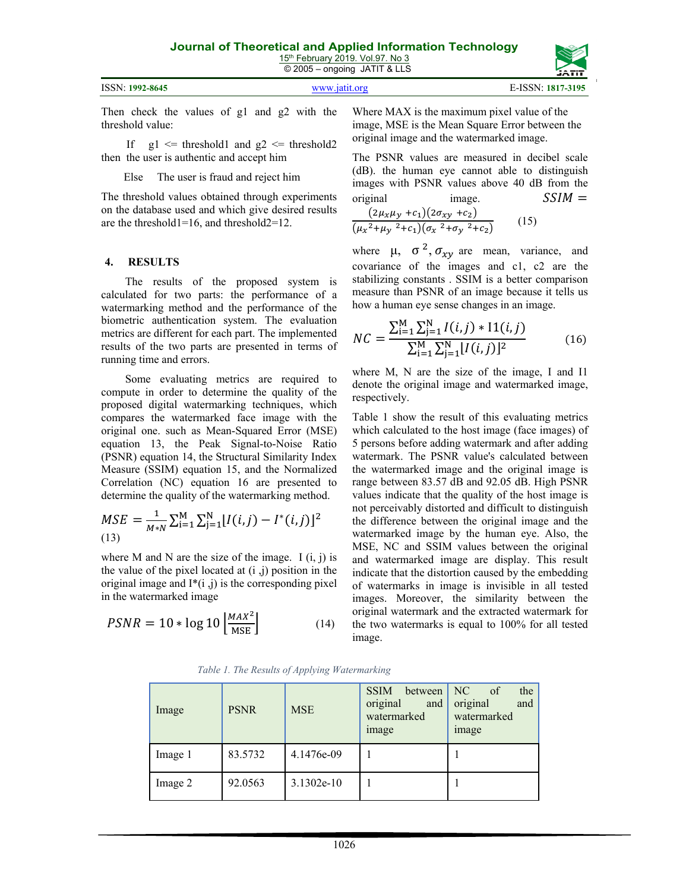Then check the values of g1 and g2 with the threshold value:

If g1 <= threshold1 and g2 <= threshold2 then the user is authentic and accept him

Else The user is fraud and reject him

The threshold values obtained through experiments on the database used and which give desired results are the threshold1=16, and threshold2=12.

## 4. RESULTS

The results of the proposed system is calculated for two parts: the performance of a watermarking method and the performance of the biometric authentication system. The evaluation metrics are different for each part. The implemented results of the two parts are presented in terms of running time and errors.

Some evaluating metrics are required to compute in order to determine the quality of the proposed digital watermarking techniques, which compares the watermarked face image with the original one. such as Mean-Squared Error (MSE) equation 13, the Peak Signal-to-Noise Ratio (PSNR) equation 14, the Structural Similarity Index Measure (SSIM) equation 15, and the Normalized Correlation (NC) equation 16 are presented to determine the quality of the watermarking method.

$$MSE = \frac{1}{M*N}\sum_{i=1}^{M}\sum_{j=1}^{N}[I(i,j) - I^{*}(i,j)]^{2} \quad (13)$$

where M and N are the size of the image. I (i, j) is the value of the pixel located at (i ,j) position in the original image and I*(i ,j) is the corresponding pixel in the watermarked image

$$PSNR = 10 * \log 10 \left[\frac{MAX^{2}}{\text{MSE}}\right] \quad (14)$$

Where MAX is the maximum pixel value of the image, MSE is the Mean Square Error between the original image and the watermarked image.

The PSNR values are measured in decibel scale (dB). the human eye cannot able to distinguish images with PSNR values above 40 dB from the original image.

$$SSIM = \frac{(2\mu_x\mu_y + c_1)(2\sigma_{xy} + c_2)}{(\mu_x^{2} + \mu_y^{2} + c_1)(\sigma_x^{2} + \sigma_y^{2} + c_2)} \quad (15)$$

where $\mu$, $\sigma^2$, $\sigma_{xy}$ are mean, variance, and covariance of the images and c1, c2 are the stabilizing constants . SSIM is a better comparison measure than PSNR of an image because it tells us how a human eye sense changes in an image.

$$NC = \frac{\sum_{i=1}^{M}\sum_{j=1}^{N} I(i,j) * I1(i,j)}{\sum_{i=1}^{M}\sum_{j=1}^{N}[I(i,j)]^{2}} \quad (16)$$

where M, N are the size of the image, I and I1 denote the original image and watermarked image, respectively.

Table 1 show the result of this evaluating metrics which calculated to the host image (face images) of 5 persons before adding watermark and after adding watermark. The PSNR value's calculated between the watermarked image and the original image is range between 83.57 dB and 92.05 dB. High PSNR values indicate that the quality of the host image is not perceivably distorted and difficult to distinguish the difference between the original image and the watermarked image by the human eye. Also, the MSE, NC and SSIM values between the original and watermarked image are display. This result indicate that the distortion caused by the embedding of watermarks in image is invisible in all tested images. Moreover, the similarity between the original watermark and the extracted watermark for the two watermarks is equal to 100% for all tested image.

*Table 1. The Results of Applying Watermarking*

| Image | PSNR | MSE | SSIM between original and watermarked image | NC of the original and watermarked image |
|---|---|---|---|---|
| Image 1 | 83.5732 | 4.1476e-09 | 1 | 1 |
| Image 2 | 92.0563 | 3.1302e-10 | 1 | 1 |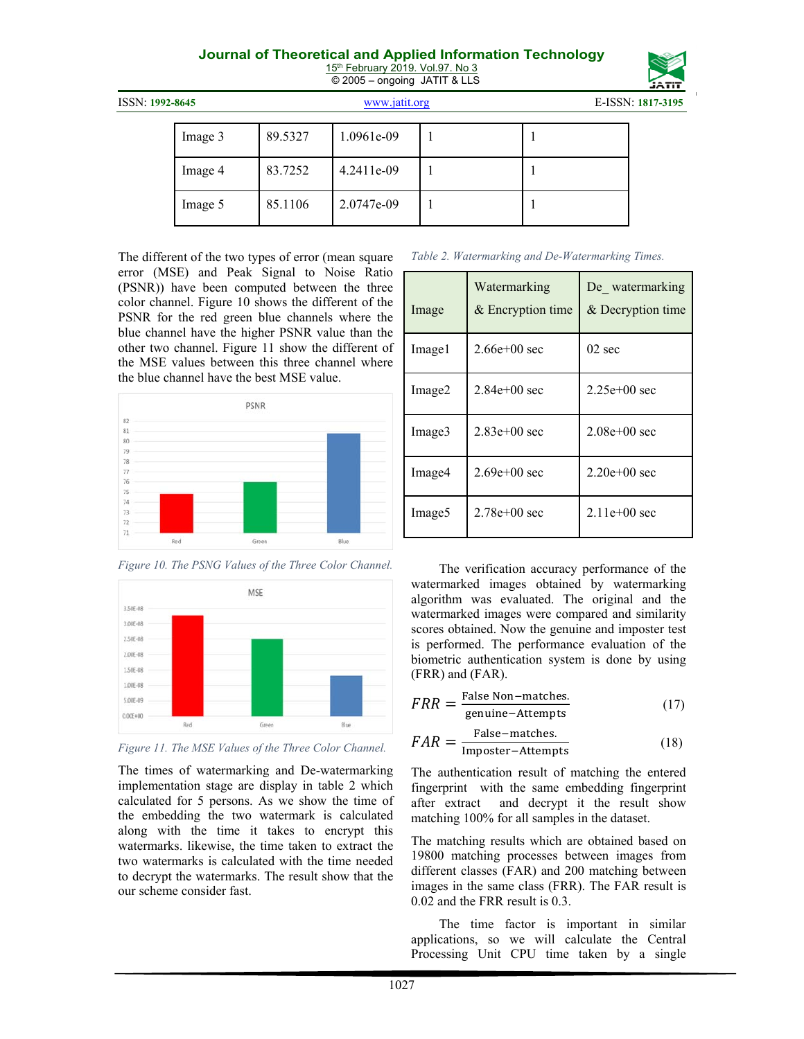| Image 3 | 89.5327 | 1.0961e-09 | 1 | 1 |
|---|---|---|---|---|
| Image 4 | 83.7252 | 4.2411e-09 | 1 | 1 |
| Image 5 | 85.1106 | 2.0747e-09 | 1 | 1 |

The different of the two types of error (mean square error (MSE) and Peak Signal to Noise Ratio (PSNR)) have been computed between the three color channel. Figure 10 shows the different of the PSNR for the red green blue channels where the blue channel have the higher PSNR value than the other two channel. Figure 11 show the different of the MSE values between this three channel where the blue channel have the best MSE value.

*Figure 10. The PSNG Values of the Three Color Channel.*

*Figure 11. The MSE Values of the Three Color Channel.*

The times of watermarking and De-watermarking implementation stage are display in table 2 which calculated for 5 persons. As we show the time of the embedding the two watermark is calculated along with the time it takes to encrypt this watermarks. likewise, the time taken to extract the two watermarks is calculated with the time needed to decrypt the watermarks. The result show that the our scheme consider fast.

*Table 2. Watermarking and De-Watermarking Times.*

| Image | Watermarking & Encryption time | De_ watermarking & Decryption time |
|---|---|---|
| Image1 | 2.66e+00 sec | 02 sec |
| Image2 | 2.84e+00 sec | 2.25e+00 sec |
| Image3 | 2.83e+00 sec | 2.08e+00 sec |
| Image4 | 2.69e+00 sec | 2.20e+00 sec |
| Image5 | 2.78e+00 sec | 2.11e+00 sec |

The verification accuracy performance of the watermarked images obtained by watermarking algorithm was evaluated. The original and the watermarked images were compared and similarity scores obtained. Now the genuine and imposter test is performed. The performance evaluation of the biometric authentication system is done by using (FRR) and (FAR).

$$FRR = \frac{\text{False Non-matches.}}{\text{genuine-Attempts}} \tag{17}$$

$$FAR = \frac{\text{False-matches.}}{\text{Imposter-Attempts}} \tag{18}$$

The authentication result of matching the entered fingerprint with the same embedding fingerprint after extract and decrypt it the result show matching 100% for all samples in the dataset.

The matching results which are obtained based on 19800 matching processes between images from different classes (FAR) and 200 matching between images in the same class (FRR). The FAR result is 0.02 and the FRR result is 0.3.

The time factor is important in similar applications, so we will calculate the Central Processing Unit CPU time taken by a single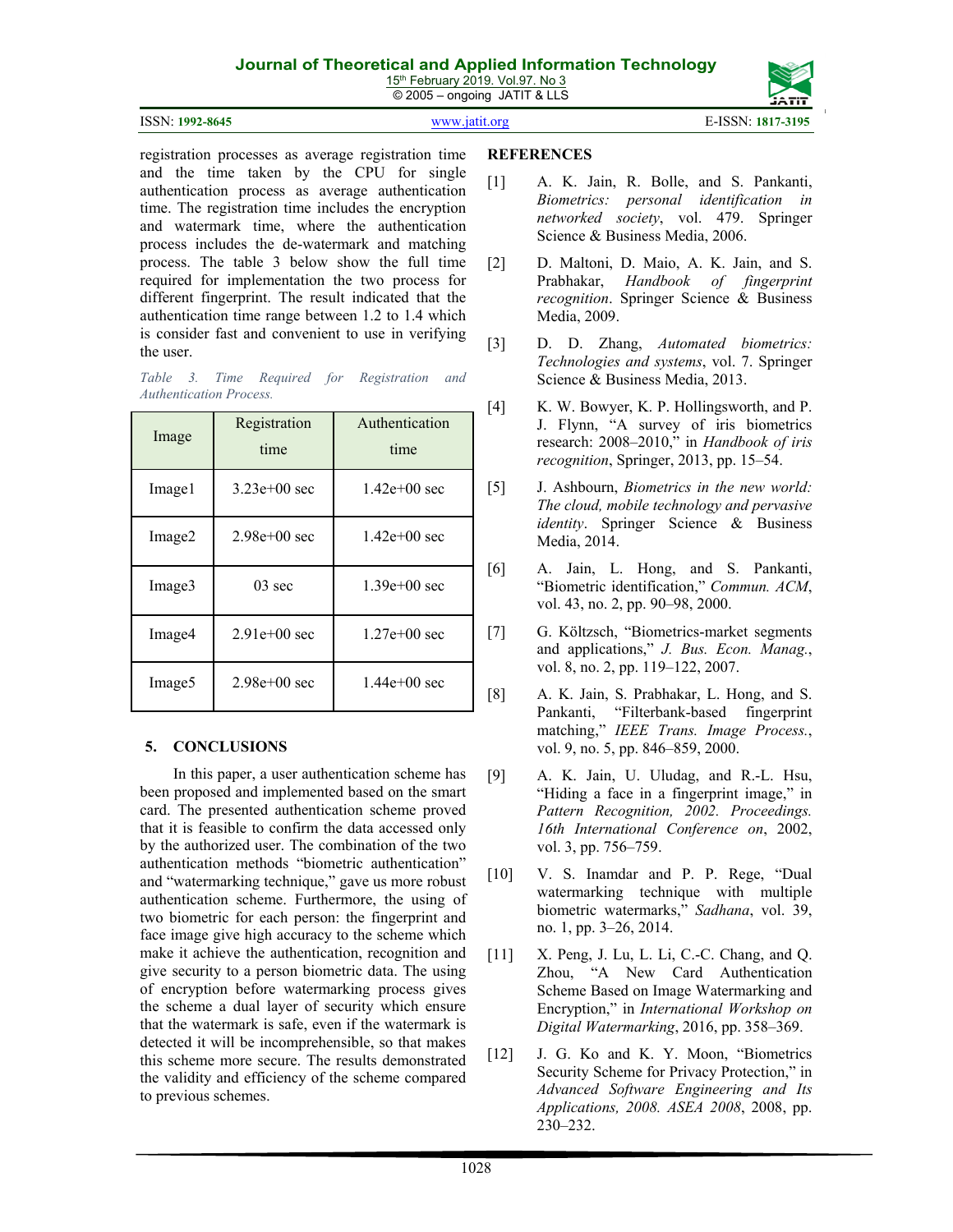registration processes as average registration time and the time taken by the CPU for single authentication process as average authentication time. The registration time includes the encryption and watermark time, where the authentication process includes the de-watermark and matching process. The table 3 below show the full time required for implementation the two process for different fingerprint. The result indicated that the authentication time range between 1.2 to 1.4 which is consider fast and convenient to use in verifying the user.

*Table 3. Time Required for Registration and Authentication Process.*

| Image | Registration time | Authentication time |
|---|---|---|
| Image1 | 3.23e+00 sec | 1.42e+00 sec |
| Image2 | 2.98e+00 sec | 1.42e+00 sec |
| Image3 | 03 sec | 1.39e+00 sec |
| Image4 | 2.91e+00 sec | 1.27e+00 sec |
| Image5 | 2.98e+00 sec | 1.44e+00 sec |

## 5. CONCLUSIONS

In this paper, a user authentication scheme has been proposed and implemented based on the smart card. The presented authentication scheme proved that it is feasible to confirm the data accessed only by the authorized user. The combination of the two authentication methods "biometric authentication" and "watermarking technique," gave us more robust authentication scheme. Furthermore, the using of two biometric for each person: the fingerprint and face image give high accuracy to the scheme which make it achieve the authentication, recognition and give security to a person biometric data. The using of encryption before watermarking process gives the scheme a dual layer of security which ensure that the watermark is safe, even if the watermark is detected it will be incomprehensible, so that makes this scheme more secure. The results demonstrated the validity and efficiency of the scheme compared to previous schemes.

## REFERENCES

[1] A. K. Jain, R. Bolle, and S. Pankanti, *Biometrics: personal identification in networked society*, vol. 479. Springer Science & Business Media, 2006.

[2] D. Maltoni, D. Maio, A. K. Jain, and S. Prabhakar, *Handbook of fingerprint recognition*. Springer Science & Business Media, 2009.

[3] D. D. Zhang, *Automated biometrics: Technologies and systems*, vol. 7. Springer Science & Business Media, 2013.

[4] K. W. Bowyer, K. P. Hollingsworth, and P. J. Flynn, "A survey of iris biometrics research: 2008–2010," in *Handbook of iris recognition*, Springer, 2013, pp. 15–54.

[5] J. Ashbourn, *Biometrics in the new world: The cloud, mobile technology and pervasive identity*. Springer Science & Business Media, 2014.

[6] A. Jain, L. Hong, and S. Pankanti, "Biometric identification," *Commun. ACM*, vol. 43, no. 2, pp. 90–98, 2000.

[7] G. Költzsch, "Biometrics-market segments and applications," *J. Bus. Econ. Manag.*, vol. 8, no. 2, pp. 119–122, 2007.

[8] A. K. Jain, S. Prabhakar, L. Hong, and S. Pankanti, "Filterbank-based fingerprint matching," *IEEE Trans. Image Process.*, vol. 9, no. 5, pp. 846–859, 2000.

[9] A. K. Jain, U. Uludag, and R.-L. Hsu, "Hiding a face in a fingerprint image," in *Pattern Recognition, 2002. Proceedings. 16th International Conference on*, 2002, vol. 3, pp. 756–759.

[10] V. S. Inamdar and P. P. Rege, "Dual watermarking technique with multiple biometric watermarks," *Sadhana*, vol. 39, no. 1, pp. 3–26, 2014.

[11] X. Peng, J. Lu, L. Li, C.-C. Chang, and Q. Zhou, "A New Card Authentication Scheme Based on Image Watermarking and Encryption," in *International Workshop on Digital Watermarking*, 2016, pp. 358–369.

[12] J. G. Ko and K. Y. Moon, "Biometrics Security Scheme for Privacy Protection," in *Advanced Software Engineering and Its Applications, 2008. ASEA 2008*, 2008, pp. 230–232.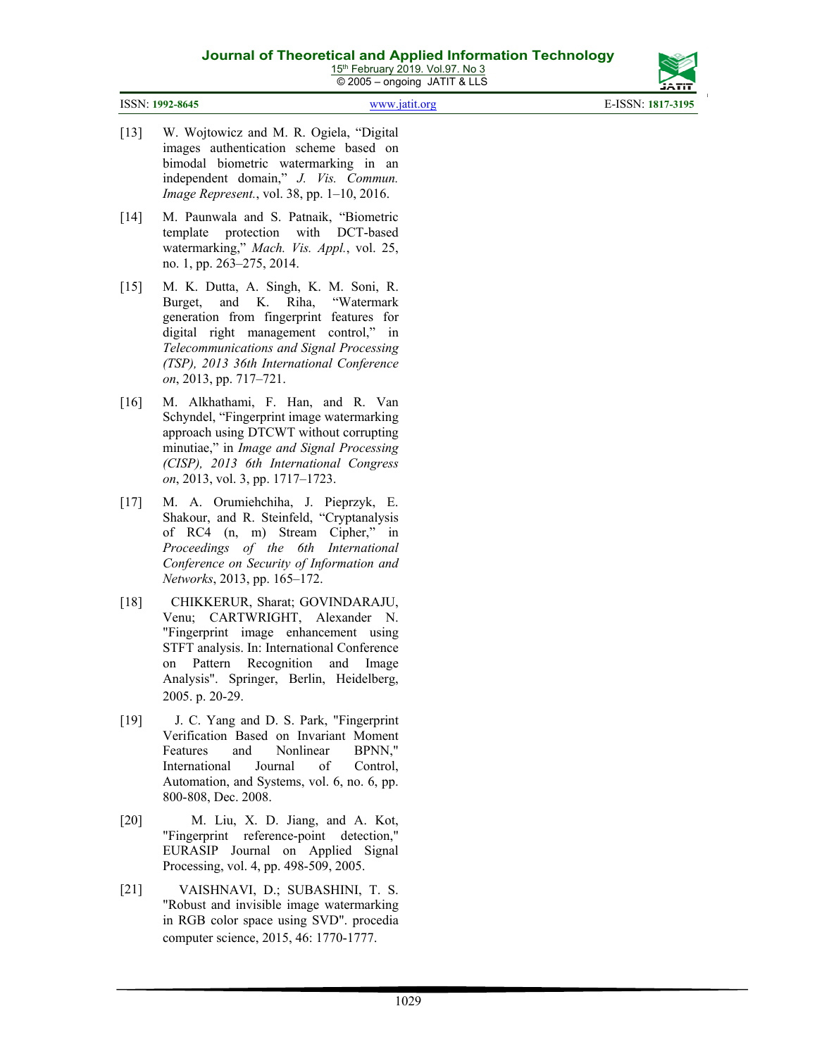[13] W. Wojtowicz and M. R. Ogiela, "Digital images authentication scheme based on bimodal biometric watermarking in an independent domain," *J. Vis. Commun. Image Represent.*, vol. 38, pp. 1–10, 2016.

[14] M. Paunwala and S. Patnaik, "Biometric template protection with DCT-based watermarking," *Mach. Vis. Appl.*, vol. 25, no. 1, pp. 263–275, 2014.

[15] M. K. Dutta, A. Singh, K. M. Soni, R. Burget, and K. Riha, "Watermark generation from fingerprint features for digital right management control," in *Telecommunications and Signal Processing (TSP), 2013 36th International Conference on*, 2013, pp. 717–721.

[16] M. Alkhathami, F. Han, and R. Van Schyndel, "Fingerprint image watermarking approach using DTCWT without corrupting minutiae," in *Image and Signal Processing (CISP), 2013 6th International Congress on*, 2013, vol. 3, pp. 1717–1723.

[17] M. A. Orumiehchiha, J. Pieprzyk, E. Shakour, and R. Steinfeld, "Cryptanalysis of RC4 (n, m) Stream Cipher," in *Proceedings of the 6th International Conference on Security of Information and Networks*, 2013, pp. 165–172.

[18] CHIKKERUR, Sharat; GOVINDARAJU, Venu; CARTWRIGHT, Alexander N. "Fingerprint image enhancement using STFT analysis. In: International Conference on Pattern Recognition and Image Analysis". Springer, Berlin, Heidelberg, 2005. p. 20-29.

[19] J. C. Yang and D. S. Park, "Fingerprint Verification Based on Invariant Moment Features and Nonlinear BPNN," International Journal of Control, Automation, and Systems, vol. 6, no. 6, pp. 800-808, Dec. 2008.

[20] M. Liu, X. D. Jiang, and A. Kot, "Fingerprint reference-point detection," EURASIP Journal on Applied Signal Processing, vol. 4, pp. 498-509, 2005.

[21] VAISHNAVI, D.; SUBASHINI, T. S. "Robust and invisible image watermarking in RGB color space using SVD". procedia computer science, 2015, 46: 1770-1777.